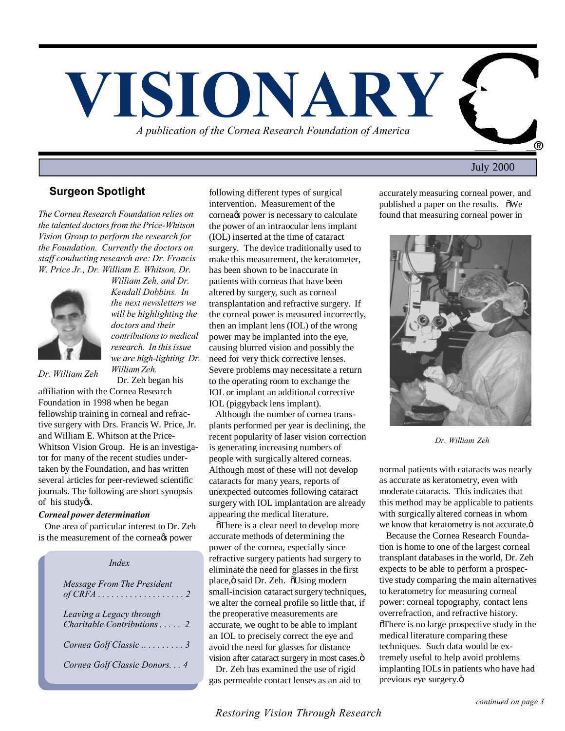# VISIONARY

*A publication of the Cornea Research Foundation of America*

July 2000

## Surgeon Spotlight

*The Cornea Research Foundation relies on the talented doctors from the Price-Whitson Vision Group to perform the research for the Foundation. Currently the doctors on staff conducting research are: Dr. Francis W. Price Jr., Dr. William E. Whitson, Dr. William Zeh, and Dr. Kendall Dobbins. In the next newsletters we will be highlighting the doctors and their contributions to medical research. In this issue we are high-lighting Dr. William Zeh.*

*Dr. William Zeh*

Dr. Zeh began his affiliation with the Cornea Research Foundation in 1998 when he began fellowship training in corneal and refractive surgery with Drs. Francis W. Price, Jr. and William E. Whitson at the Price-Whitson Vision Group. He is an investigator for many of the recent studies undertaken by the Foundation, and has written several articles for peer-reviewed scientific journals. The following are short synopsis of his study's.

***Corneal power determination***

One area of particular interest to Dr. Zeh is the measurement of the cornea's power following different types of surgical intervention. Measurement of the cornea's power is necessary to calculate the power of an intraocular lens implant (IOL) inserted at the time of cataract surgery. The device traditionally used to make this measurement, the keratometer, has been shown to be inaccurate in patients with corneas that have been altered by surgery, such as corneal transplantation and refractive surgery. If the corneal power is measured incorrectly, then an implant lens (IOL) of the wrong power may be implanted into the eye, causing blurred vision and possibly the need for very thick corrective lenses. Severe problems may necessitate a return to the operating room to exchange the IOL or implant an additional corrective IOL (piggyback lens implant).

Although the number of cornea transplants performed per year is declining, the recent popularity of laser vision correction is generating increasing numbers of people with surgically altered corneas. Although most of these will not develop cataracts for many years, reports of unexpected outcomes following cataract surgery with IOL implantation are already appearing the medical literature.

"There is a clear need to develop more accurate methods of determining the power of the cornea, especially since refractive surgery patients had surgery to eliminate the need for glasses in the first place," said Dr. Zeh. "Using modern small-incision cataract surgery techniques, we alter the corneal profile so little that, if the preoperative measurements are accurate, we ought to be able to implant an IOL to precisely correct the eye and avoid the need for glasses for distance vision after cataract surgery in most cases."

Dr. Zeh has examined the use of rigid gas permeable contact lenses as an aid to accurately measuring corneal power, and published a paper on the results. "We found that measuring corneal power in normal patients with cataracts was nearly as accurate as keratometry, even with moderate cataracts. This indicates that this method may be applicable to patients with surgically altered corneas in whom we know that keratometry is not accurate."

*Dr. William Zeh*

Because the Cornea Research Foundation is home to one of the largest corneal transplant databases in the world, Dr. Zeh expects to be able to perform a prospective study comparing the main alternatives to keratometry for measuring corneal power: corneal topography, contact lens overrefraction, and refractive history. "There is no large prospective study in the medical literature comparing these techniques. Such data would be extremely useful to help avoid problems implanting IOLs in patients who have had previous eye surgery."

*continued on page 3*

*Index*

- *Message From The President of CRFA* . . . . . . . . . . . . . . . . . . . 2
- *Leaving a Legacy through Charitable Contributions* . . . . . 2
- *Cornea Golf Classic* . . . . . . . . . . 3
- *Cornea Golf Classic Donors*. . . 4

*Restoring Vision Through Research*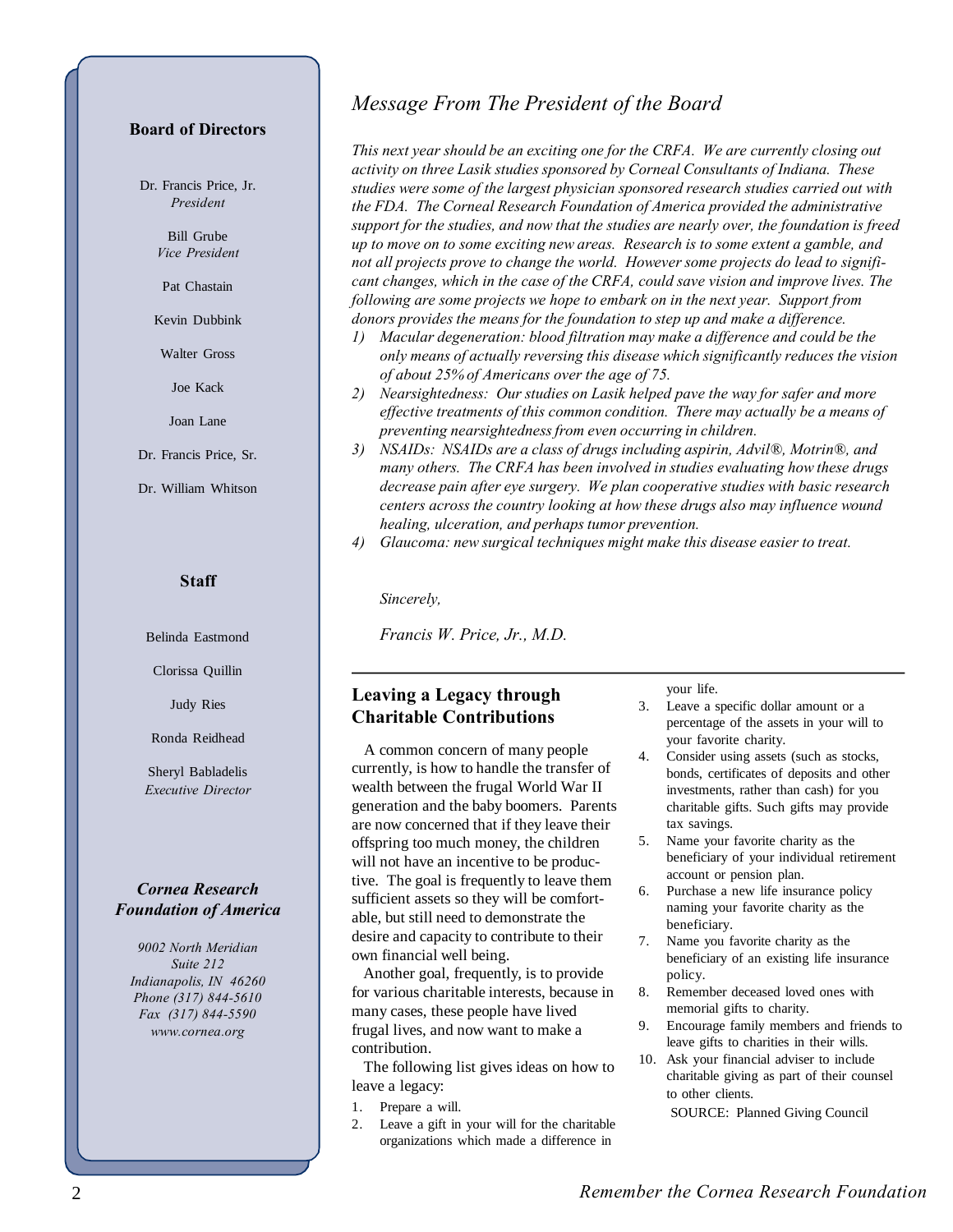## Board of Directors

Dr. Francis Price, Jr.
*President*

Bill Grube
*Vice President*

Pat Chastain

Kevin Dubbink

Walter Gross

Joe Kack

Joan Lane

Dr. Francis Price, Sr.

Dr. William Whitson

## Staff

Belinda Eastmond

Clorissa Quillin

Judy Ries

Ronda Reidhead

Sheryl Babladelis
*Executive Director*

### *Cornea Research Foundation of America*

*9002 North Meridian*
*Suite 212*
*Indianapolis, IN 46260*
*Phone (317) 844-5610*
*Fax (317) 844-5590*
*www.cornea.org*

# *Message From The President of the Board*

*This next year should be an exciting one for the CRFA. We are currently closing out activity on three Lasik studies sponsored by Corneal Consultants of Indiana. These studies were some of the largest physician sponsored research studies carried out with the FDA. The Corneal Research Foundation of America provided the administrative support for the studies, and now that the studies are nearly over, the foundation is freed up to move on to some exciting new areas. Research is to some extent a gamble, and not all projects prove to change the world. However some projects do lead to significant changes, which in the case of the CRFA, could save vision and improve lives. The following are some projects we hope to embark on in the next year. Support from donors provides the means for the foundation to step up and make a difference.*

1) *Macular degeneration: blood filtration may make a difference and could be the only means of actually reversing this disease which significantly reduces the vision of about 25% of Americans over the age of 75.*
2) *Nearsightedness: Our studies on Lasik helped pave the way for safer and more effective treatments of this common condition. There may actually be a means of preventing nearsightedness from even occurring in children.*
3) *NSAIDs: NSAIDs are a class of drugs including aspirin, Advil®, Motrin®, and many others. The CRFA has been involved in studies evaluating how these drugs decrease pain after eye surgery. We plan cooperative studies with basic research centers across the country looking at how these drugs also may influence wound healing, ulceration, and perhaps tumor prevention.*
4) *Glaucoma: new surgical techniques might make this disease easier to treat.*

*Sincerely,*

*Francis W. Price, Jr., M.D.*

---

## Leaving a Legacy through Charitable Contributions

A common concern of many people currently, is how to handle the transfer of wealth between the frugal World War II generation and the baby boomers. Parents are now concerned that if they leave their offspring too much money, the children will not have an incentive to be productive. The goal is frequently to leave them sufficient assets so they will be comfortable, but still need to demonstrate the desire and capacity to contribute to their own financial well being.

Another goal, frequently, is to provide for various charitable interests, because in many cases, these people have lived frugal lives, and now want to make a contribution.

The following list gives ideas on how to leave a legacy:

1. Prepare a will.
2. Leave a gift in your will for the charitable organizations which made a difference in your life.
3. Leave a specific dollar amount or a percentage of the assets in your will to your favorite charity.
4. Consider using assets (such as stocks, bonds, certificates of deposits and other investments, rather than cash) for you charitable gifts. Such gifts may provide tax savings.
5. Name your favorite charity as the beneficiary of your individual retirement account or pension plan.
6. Purchase a new life insurance policy naming your favorite charity as the beneficiary.
7. Name you favorite charity as the beneficiary of an existing life insurance policy.
8. Remember deceased loved ones with memorial gifts to charity.
9. Encourage family members and friends to leave gifts to charities in their wills.
10. Ask your financial adviser to include charitable giving as part of their counsel to other clients.

SOURCE: Planned Giving Council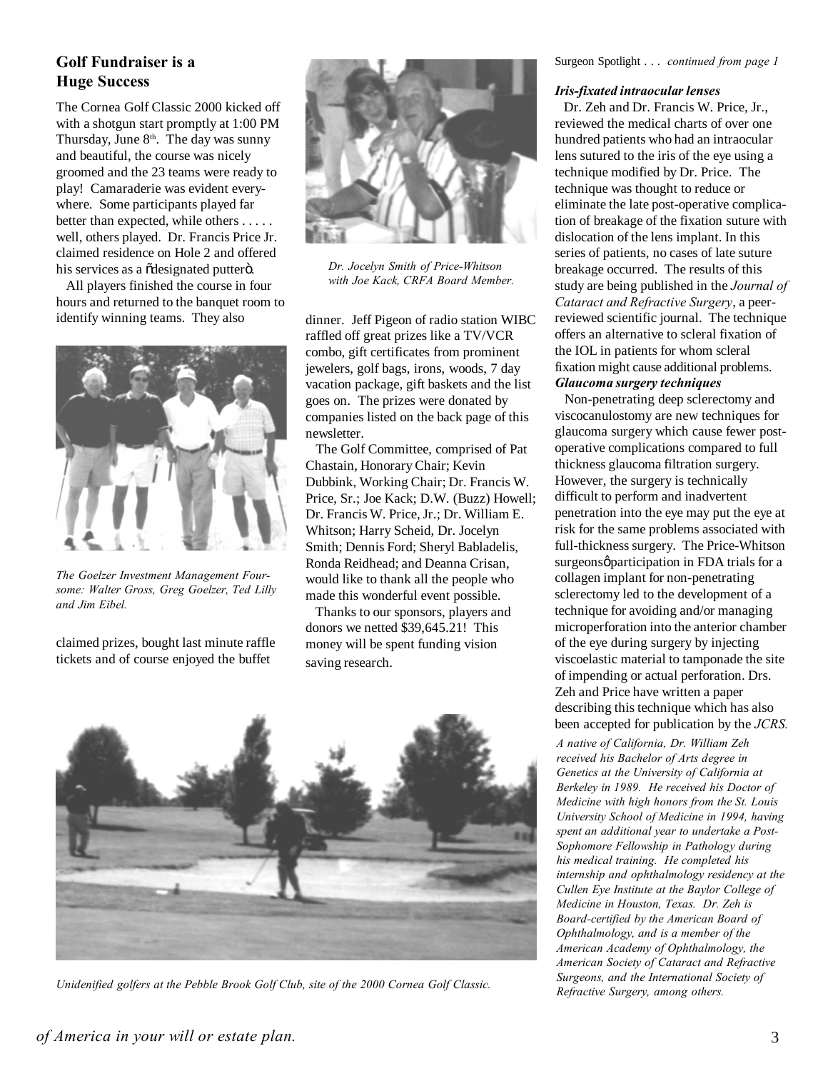## Golf Fundraiser is a Huge Success

The Cornea Golf Classic 2000 kicked off with a shotgun start promptly at 1:00 PM Thursday, June 8th. The day was sunny and beautiful, the course was nicely groomed and the 23 teams were ready to play! Camaraderie was evident everywhere. Some participants played far better than expected, while others . . . . . well, others played. Dr. Francis Price Jr. claimed residence on Hole 2 and offered his services as a "designated putter".

All players finished the course in four hours and returned to the banquet room to identify winning teams. They also claimed prizes, bought last minute raffle tickets and of course enjoyed the buffet dinner. Jeff Pigeon of radio station WIBC raffled off great prizes like a TV/VCR combo, gift certificates from prominent jewelers, golf bags, irons, woods, 7 day vacation package, gift baskets and the list goes on. The prizes were donated by companies listed on the back page of this newsletter.

*The Goelzer Investment Management Foursome: Walter Gross, Greg Goelzer, Ted Lilly and Jim Eibel.*

*Dr. Jocelyn Smith of Price-Whitson with Joe Kack, CRFA Board Member.*

The Golf Committee, comprised of Pat Chastain, Honorary Chair; Kevin Dubbink, Working Chair; Dr. Francis W. Price, Sr.; Joe Kack; D.W. (Buzz) Howell; Dr. Francis W. Price, Jr.; Dr. William E. Whitson; Harry Scheid, Dr. Jocelyn Smith; Dennis Ford; Sheryl Babladelis, Ronda Reidhead; and Deanna Crisan, would like to thank all the people who made this wonderful event possible.

Thanks to our sponsors, players and donors we netted $39,645.21! This money will be spent funding vision saving research.

*Unidenified golfers at the Pebble Brook Golf Club, site of the 2000 Cornea Golf Classic.*

Surgeon Spotlight . . . *continued from page 1*

***Iris-fixated intraocular lenses***

Dr. Zeh and Dr. Francis W. Price, Jr., reviewed the medical charts of over one hundred patients who had an intraocular lens sutured to the iris of the eye using a technique modified by Dr. Price. The technique was thought to reduce or eliminate the late post-operative complication of breakage of the fixation suture with dislocation of the lens implant. In this series of patients, no cases of late suture breakage occurred. The results of this study are being published in the *Journal of Cataract and Refractive Surgery*, a peer-reviewed scientific journal. The technique offers an alternative to scleral fixation of the IOL in patients for whom scleral fixation might cause additional problems.

***Glaucoma surgery techniques***

Non-penetrating deep sclerectomy and viscocanulostomy are new techniques for glaucoma surgery which cause fewer post-operative complications compared to full thickness glaucoma filtration surgery. However, the surgery is technically difficult to perform and inadvertent penetration into the eye may put the eye at risk for the same problems associated with full-thickness surgery. The Price-Whitson surgeons' participation in FDA trials for a collagen implant for non-penetrating sclerectomy led to the development of a technique for avoiding and/or managing microperforation into the anterior chamber of the eye during surgery by injecting viscoelastic material to tamponade the site of impending or actual perforation. Drs. Zeh and Price have written a paper describing this technique which has also been accepted for publication by the *JCRS.*

*A native of California, Dr. William Zeh received his Bachelor of Arts degree in Genetics at the University of California at Berkeley in 1989. He received his Doctor of Medicine with high honors from the St. Louis University School of Medicine in 1994, having spent an additional year to undertake a Post-Sophomore Fellowship in Pathology during his medical training. He completed his internship and ophthalmology residency at the Cullen Eye Institute at the Baylor College of Medicine in Houston, Texas. Dr. Zeh is Board-certified by the American Board of Ophthalmology, and is a member of the American Academy of Ophthalmology, the American Society of Cataract and Refractive Surgeons, and the International Society of Refractive Surgery, among others.*

*of America in your will or estate plan.*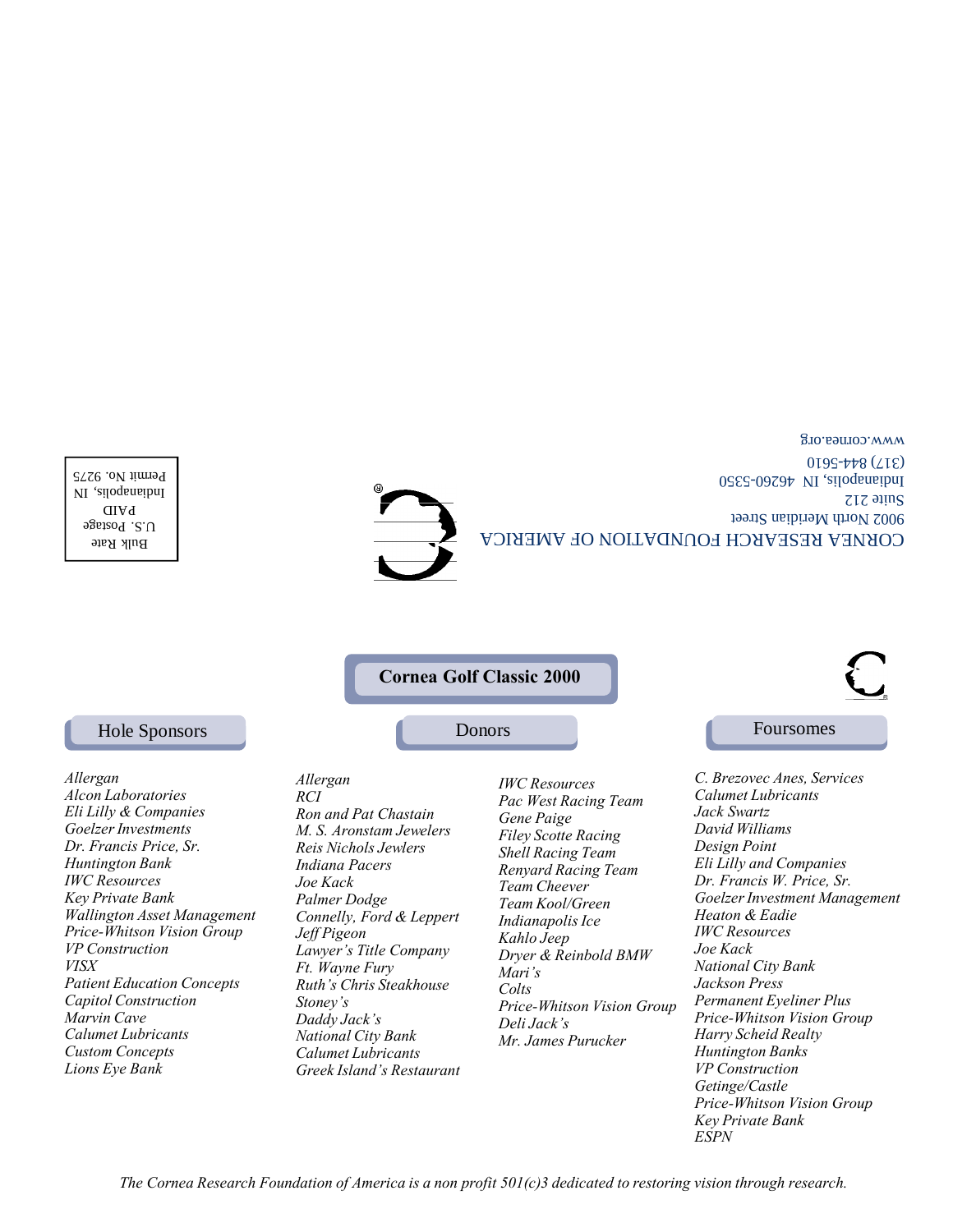CORNEA RESEARCH FOUNDATION OF AMERICA
9002 North Meridian Street
Suite 212
Indianapolis, IN 46260-5350
(317) 844-5610
www.cornea.org

Bulk Rate
U.S. Postage
PAID
Indianapolis, IN
Permit No. 9275

# Cornea Golf Classic 2000

## Hole Sponsors

*Allergan*
*Alcon Laboratories*
*Eli Lilly & Companies*
*Goelzer Investments*
*Dr. Francis Price, Sr.*
*Huntington Bank*
*IWC Resources*
*Key Private Bank*
*Wallington Asset Management*
*Price-Whitson Vision Group*
*VP Construction*
*VISX*
*Patient Education Concepts*
*Capitol Construction*
*Marvin Cave*
*Calumet Lubricants*
*Custom Concepts*
*Lions Eye Bank*

## Donors

*Allergan*
*RCI*
*Ron and Pat Chastain*
*M. S. Aronstam Jewelers*
*Reis Nichols Jewlers*
*Indiana Pacers*
*Joe Kack*
*Palmer Dodge*
*Connelly, Ford & Leppert*
*Jeff Pigeon*
*Lawyer's Title Company*
*Ft. Wayne Fury*
*Ruth's Chris Steakhouse*
*Stoney's*
*Daddy Jack's*
*National City Bank*
*Calumet Lubricants*
*Greek Island's Restaurant*
*IWC Resources*
*Pac West Racing Team*
*Gene Paige*
*Filey Scotte Racing*
*Shell Racing Team*
*Renyard Racing Team*
*Team Cheever*
*Team Kool/Green*
*Indianapolis Ice*
*Kahlo Jeep*
*Dryer & Reinbold BMW*
*Mari's*
*Colts*
*Price-Whitson Vision Group*
*Deli Jack's*
*Mr. James Purucker*

## Foursomes

*C. Brezovec Anes, Services*
*Calumet Lubricants*
*Jack Swartz*
*David Williams*
*Design Point*
*Eli Lilly and Companies*
*Dr. Francis W. Price, Sr.*
*Goelzer Investment Management*
*Heaton & Eadie*
*IWC Resources*
*Joe Kack*
*National City Bank*
*Jackson Press*
*Permanent Eyeliner Plus*
*Price-Whitson Vision Group*
*Harry Scheid Realty*
*Huntington Banks*
*VP Construction*
*Getinge/Castle*
*Price-Whitson Vision Group*
*Key Private Bank*
*ESPN*

*The Cornea Research Foundation of America is a non profit 501(c)3 dedicated to restoring vision through research.*